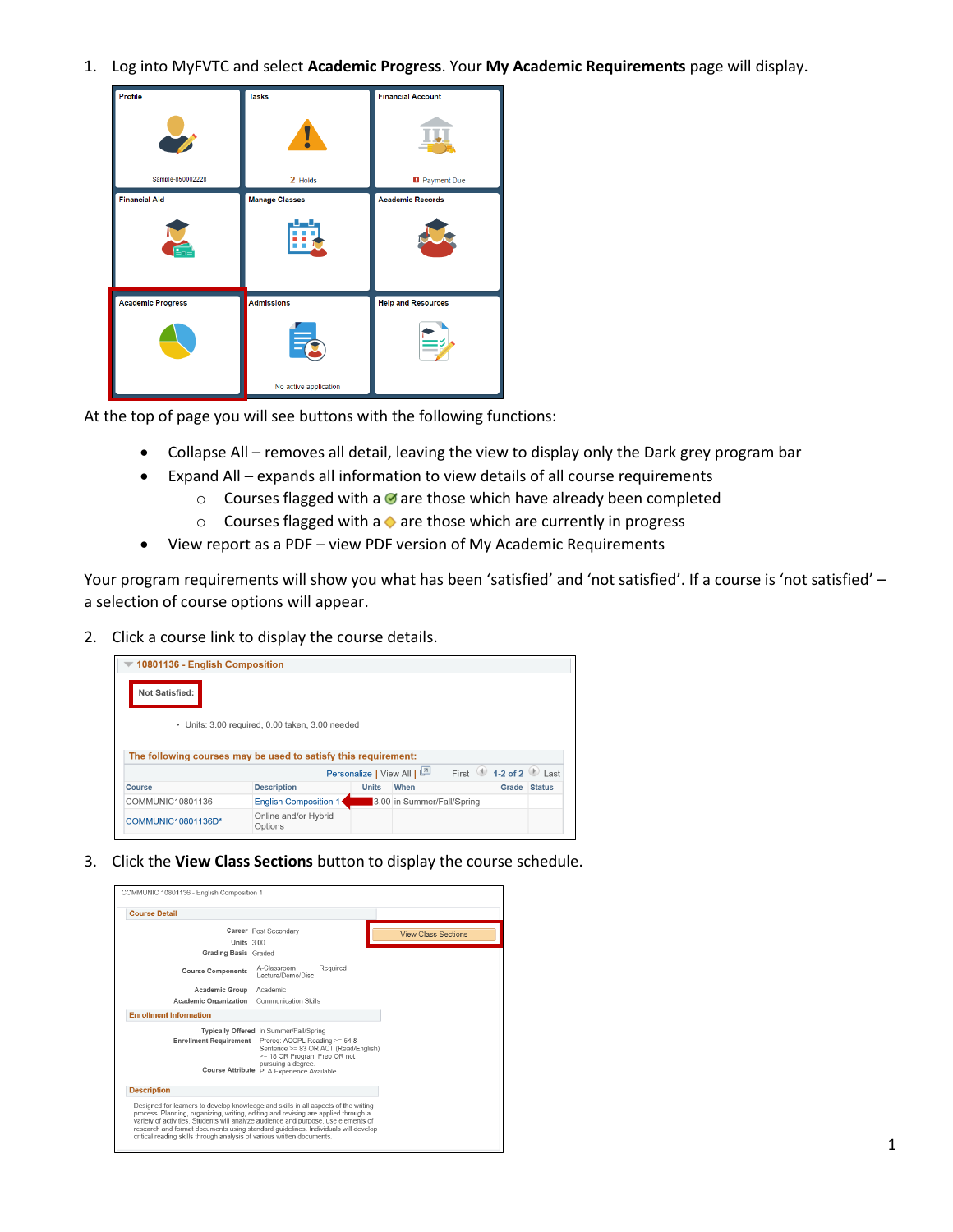1. Log into MyFVTC and select **Academic Progress**. Your **My Academic Requirements** page will display.

At the top of page you will see buttons with the following functions:

- Collapse All – removes all detail, leaving the view to display only the Dark grey program bar
- Expand All – expands all information to view details of all course requirements
    - Courses flagged with a ✅ are those which have already been completed
    - Courses flagged with a ◆ are those which are currently in progress
- View report as a PDF – view PDF version of My Academic Requirements

Your program requirements will show you what has been 'satisfied' and 'not satisfied'. If a course is 'not satisfied' – a selection of course options will appear.

2. Click a course link to display the course details.

3. Click the **View Class Sections** button to display the course schedule.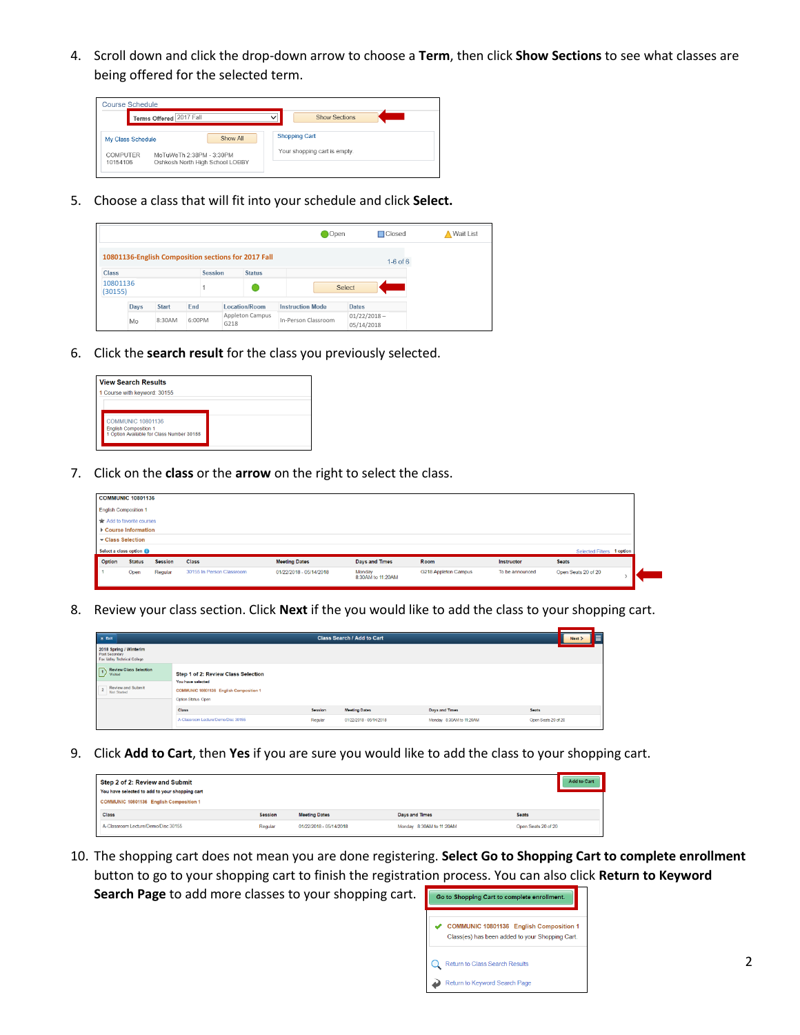4. Scroll down and click the drop-down arrow to choose a **Term**, then click **Show Sections** to see what classes are being offered for the selected term.

5. Choose a class that will fit into your schedule and click **Select.**

6. Click the **search result** for the class you previously selected.

7. Click on the **class** or the **arrow** on the right to select the class.

8. Review your class section. Click **Next** if the you would like to add the class to your shopping cart.

9. Click **Add to Cart**, then **Yes** if you are sure you would like to add the class to your shopping cart.

10. The shopping cart does not mean you are done registering. **Select Go to Shopping Cart to complete enrollment** button to go to your shopping cart to finish the registration process. You can also click **Return to Keyword Search Page** to add more classes to your shopping cart.